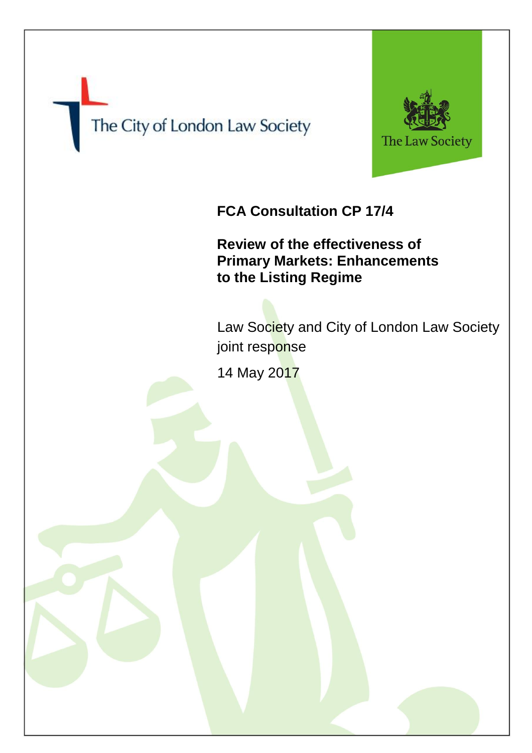The City of London Law Society

The Law Society

# FCA Consultation CP 17/4

## Review of the effectiveness of Primary Markets: Enhancements to the Listing Regime

Law Society and City of London Law Society joint response

14 May 2017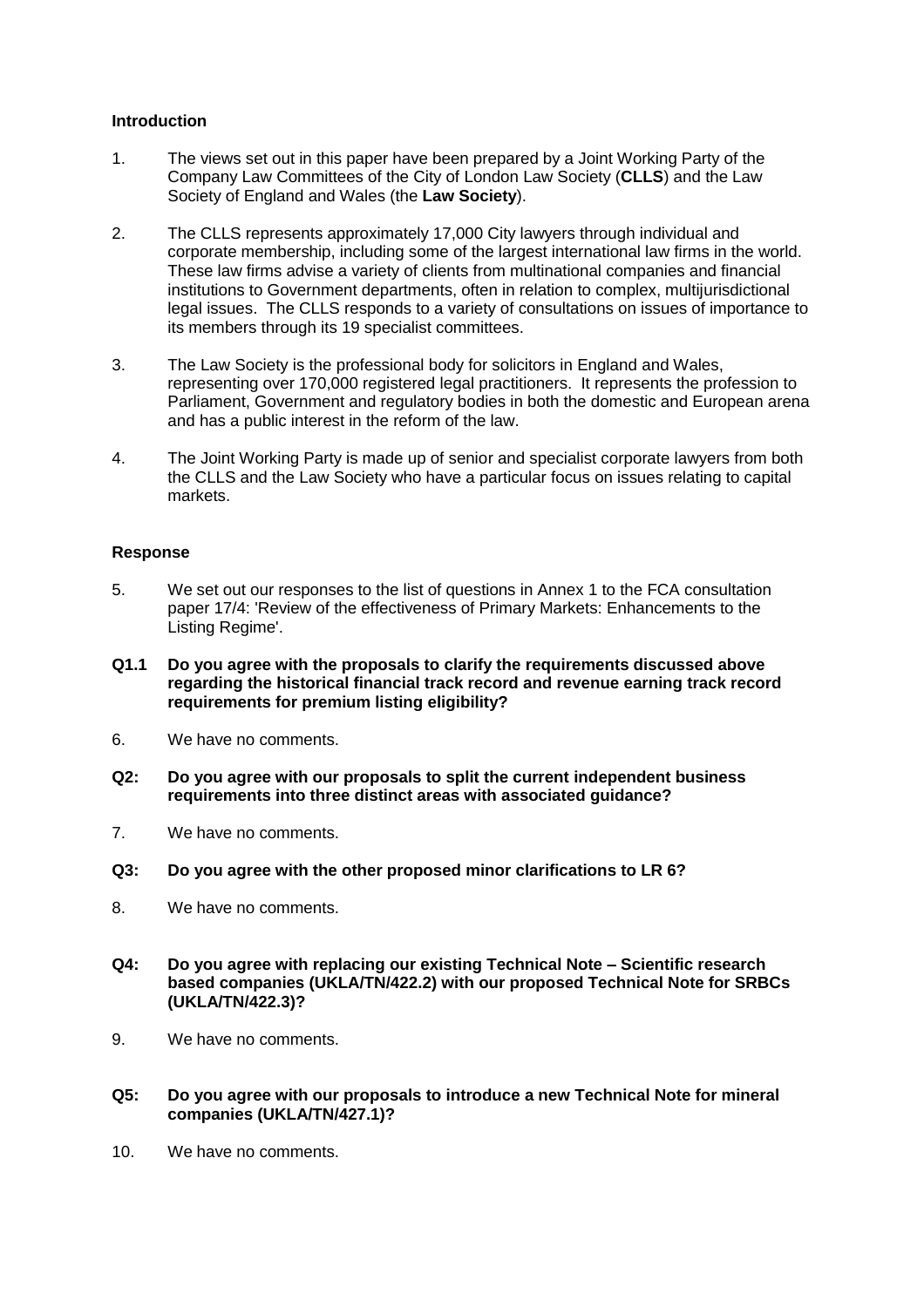**Introduction**

1. The views set out in this paper have been prepared by a Joint Working Party of the Company Law Committees of the City of London Law Society (**CLLS**) and the Law Society of England and Wales (the **Law Society**).

2. The CLLS represents approximately 17,000 City lawyers through individual and corporate membership, including some of the largest international law firms in the world. These law firms advise a variety of clients from multinational companies and financial institutions to Government departments, often in relation to complex, multijurisdictional legal issues. The CLLS responds to a variety of consultations on issues of importance to its members through its 19 specialist committees.

3. The Law Society is the professional body for solicitors in England and Wales, representing over 170,000 registered legal practitioners. It represents the profession to Parliament, Government and regulatory bodies in both the domestic and European arena and has a public interest in the reform of the law.

4. The Joint Working Party is made up of senior and specialist corporate lawyers from both the CLLS and the Law Society who have a particular focus on issues relating to capital markets.

**Response**

5. We set out our responses to the list of questions in Annex 1 to the FCA consultation paper 17/4: 'Review of the effectiveness of Primary Markets: Enhancements to the Listing Regime'.

**Q1.1 Do you agree with the proposals to clarify the requirements discussed above regarding the historical financial track record and revenue earning track record requirements for premium listing eligibility?**

6. We have no comments.

**Q2: Do you agree with our proposals to split the current independent business requirements into three distinct areas with associated guidance?**

7. We have no comments.

**Q3: Do you agree with the other proposed minor clarifications to LR 6?**

8. We have no comments.

**Q4: Do you agree with replacing our existing Technical Note – Scientific research based companies (UKLA/TN/422.2) with our proposed Technical Note for SRBCs (UKLA/TN/422.3)?**

9. We have no comments.

**Q5: Do you agree with our proposals to introduce a new Technical Note for mineral companies (UKLA/TN/427.1)?**

10. We have no comments.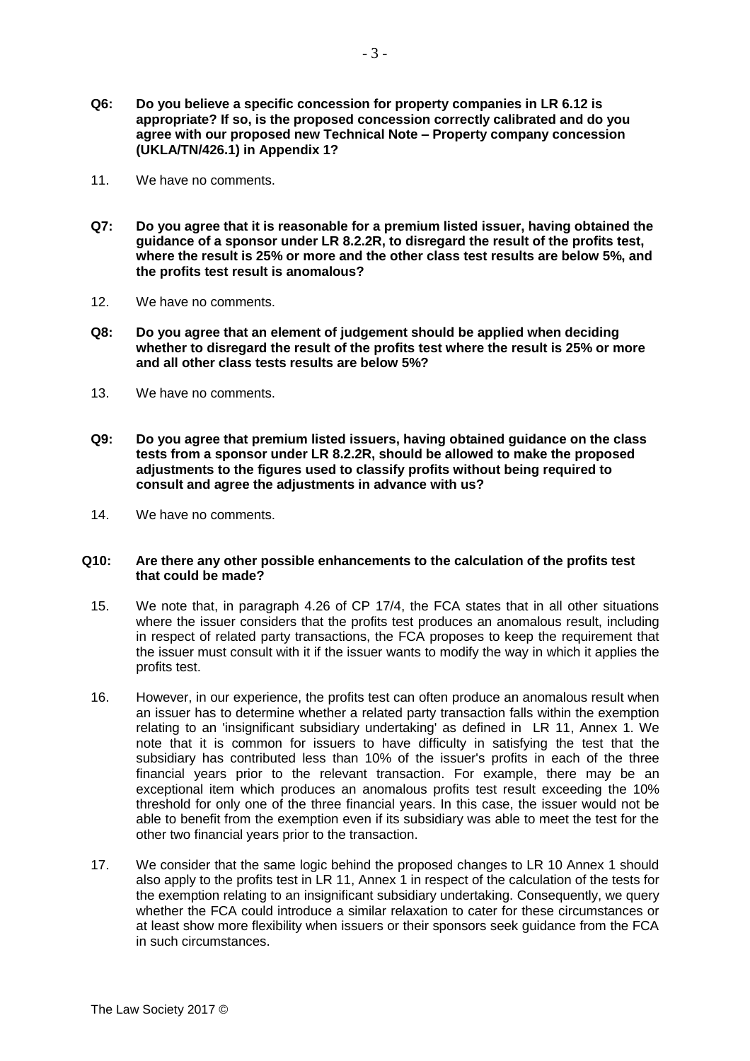**Q6: Do you believe a specific concession for property companies in LR 6.12 is appropriate? If so, is the proposed concession correctly calibrated and do you agree with our proposed new Technical Note – Property company concession (UKLA/TN/426.1) in Appendix 1?**

11. We have no comments.

**Q7: Do you agree that it is reasonable for a premium listed issuer, having obtained the guidance of a sponsor under LR 8.2.2R, to disregard the result of the profits test, where the result is 25% or more and the other class test results are below 5%, and the profits test result is anomalous?**

12. We have no comments.

**Q8: Do you agree that an element of judgement should be applied when deciding whether to disregard the result of the profits test where the result is 25% or more and all other class tests results are below 5%?**

13. We have no comments.

**Q9: Do you agree that premium listed issuers, having obtained guidance on the class tests from a sponsor under LR 8.2.2R, should be allowed to make the proposed adjustments to the figures used to classify profits without being required to consult and agree the adjustments in advance with us?**

14. We have no comments.

**Q10: Are there any other possible enhancements to the calculation of the profits test that could be made?**

15. We note that, in paragraph 4.26 of CP 17/4, the FCA states that in all other situations where the issuer considers that the profits test produces an anomalous result, including in respect of related party transactions, the FCA proposes to keep the requirement that the issuer must consult with it if the issuer wants to modify the way in which it applies the profits test.

16. However, in our experience, the profits test can often produce an anomalous result when an issuer has to determine whether a related party transaction falls within the exemption relating to an 'insignificant subsidiary undertaking' as defined in LR 11, Annex 1. We note that it is common for issuers to have difficulty in satisfying the test that the subsidiary has contributed less than 10% of the issuer's profits in each of the three financial years prior to the relevant transaction. For example, there may be an exceptional item which produces an anomalous profits test result exceeding the 10% threshold for only one of the three financial years. In this case, the issuer would not be able to benefit from the exemption even if its subsidiary was able to meet the test for the other two financial years prior to the transaction.

17. We consider that the same logic behind the proposed changes to LR 10 Annex 1 should also apply to the profits test in LR 11, Annex 1 in respect of the calculation of the tests for the exemption relating to an insignificant subsidiary undertaking. Consequently, we query whether the FCA could introduce a similar relaxation to cater for these circumstances or at least show more flexibility when issuers or their sponsors seek guidance from the FCA in such circumstances.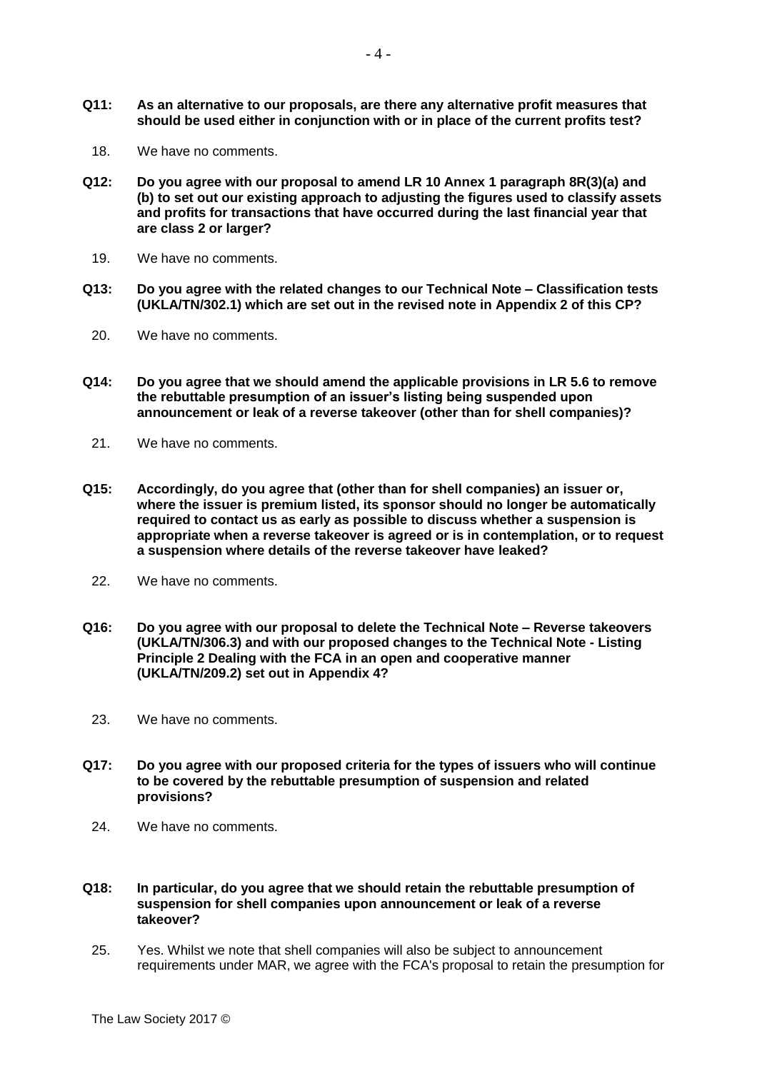**Q11: As an alternative to our proposals, are there any alternative profit measures that should be used either in conjunction with or in place of the current profits test?**

18. We have no comments.

**Q12: Do you agree with our proposal to amend LR 10 Annex 1 paragraph 8R(3)(a) and (b) to set out our existing approach to adjusting the figures used to classify assets and profits for transactions that have occurred during the last financial year that are class 2 or larger?**

19. We have no comments.

**Q13: Do you agree with the related changes to our Technical Note – Classification tests (UKLA/TN/302.1) which are set out in the revised note in Appendix 2 of this CP?**

20. We have no comments.

**Q14: Do you agree that we should amend the applicable provisions in LR 5.6 to remove the rebuttable presumption of an issuer's listing being suspended upon announcement or leak of a reverse takeover (other than for shell companies)?**

21. We have no comments.

**Q15: Accordingly, do you agree that (other than for shell companies) an issuer or, where the issuer is premium listed, its sponsor should no longer be automatically required to contact us as early as possible to discuss whether a suspension is appropriate when a reverse takeover is agreed or is in contemplation, or to request a suspension where details of the reverse takeover have leaked?**

22. We have no comments.

**Q16: Do you agree with our proposal to delete the Technical Note – Reverse takeovers (UKLA/TN/306.3) and with our proposed changes to the Technical Note - Listing Principle 2 Dealing with the FCA in an open and cooperative manner (UKLA/TN/209.2) set out in Appendix 4?**

23. We have no comments.

**Q17: Do you agree with our proposed criteria for the types of issuers who will continue to be covered by the rebuttable presumption of suspension and related provisions?**

24. We have no comments.

**Q18: In particular, do you agree that we should retain the rebuttable presumption of suspension for shell companies upon announcement or leak of a reverse takeover?**

25. Yes. Whilst we note that shell companies will also be subject to announcement requirements under MAR, we agree with the FCA's proposal to retain the presumption for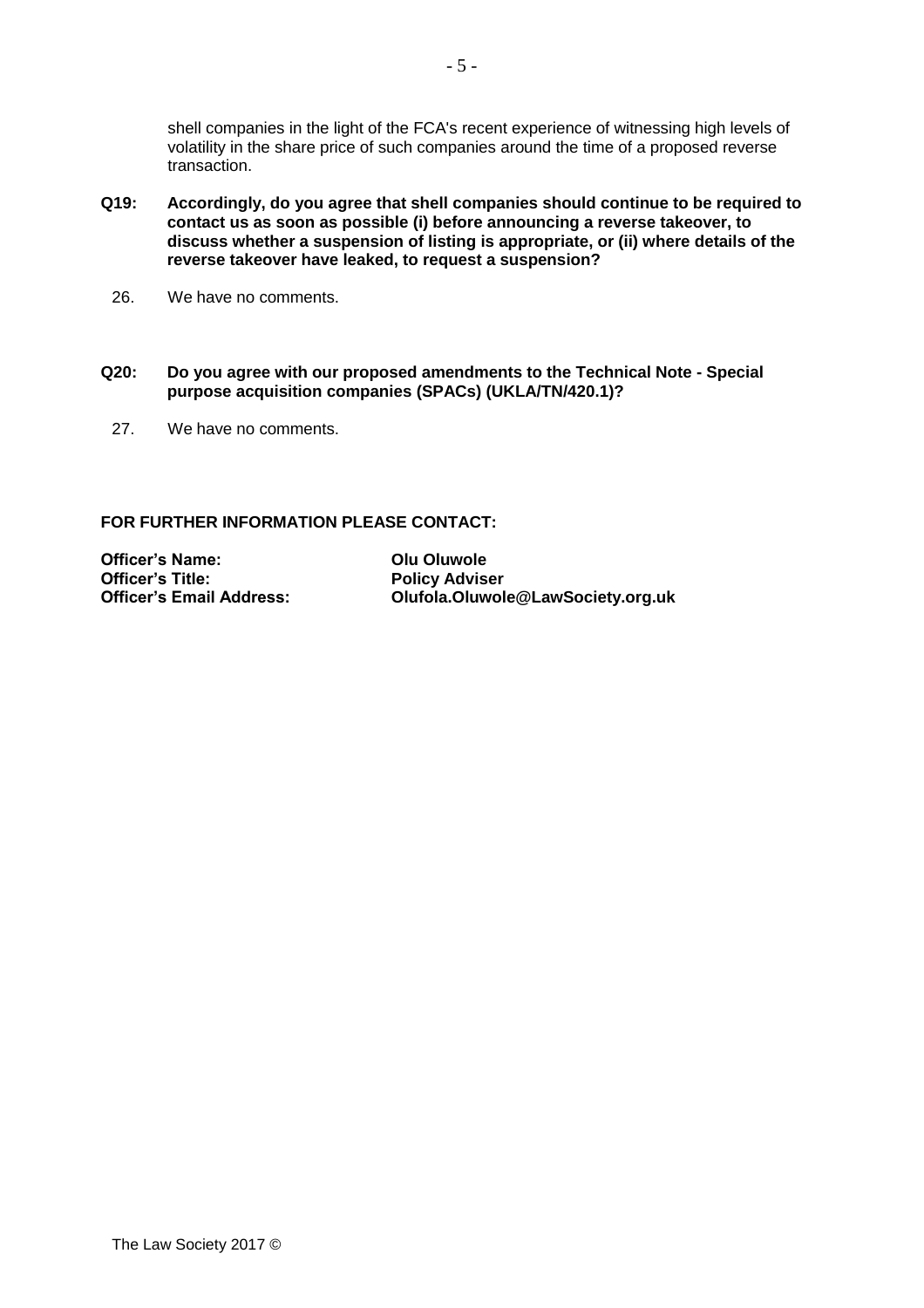shell companies in the light of the FCA's recent experience of witnessing high levels of volatility in the share price of such companies around the time of a proposed reverse transaction.

**Q19: Accordingly, do you agree that shell companies should continue to be required to contact us as soon as possible (i) before announcing a reverse takeover, to discuss whether a suspension of listing is appropriate, or (ii) where details of the reverse takeover have leaked, to request a suspension?**

26. We have no comments.

**Q20: Do you agree with our proposed amendments to the Technical Note - Special purpose acquisition companies (SPACs) (UKLA/TN/420.1)?**

27. We have no comments.

**FOR FURTHER INFORMATION PLEASE CONTACT:**

**Officer's Name:** **Olu Oluwole**
**Officer's Title:** **Policy Adviser**
**Officer's Email Address:** **Olufola.Oluwole@LawSociety.org.uk**

The Law Society 2017 ©